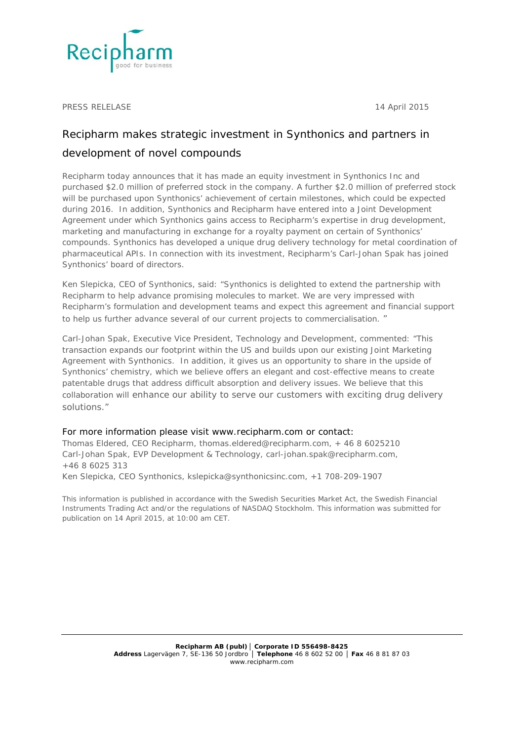Recipharm
good for business

PRESS RELELASE

14 April 2015

# Recipharm makes strategic investment in Synthonics and partners in development of novel compounds

Recipharm today announces that it has made an equity investment in Synthonics Inc and purchased $2.0 million of preferred stock in the company. A further $2.0 million of preferred stock will be purchased upon Synthonics' achievement of certain milestones, which could be expected during 2016. In addition, Synthonics and Recipharm have entered into a Joint Development Agreement under which Synthonics gains access to Recipharm's expertise in drug development, marketing and manufacturing in exchange for a royalty payment on certain of Synthonics' compounds. Synthonics has developed a unique drug delivery technology for metal coordination of pharmaceutical APIs. In connection with its investment, Recipharm's Carl-Johan Spak has joined Synthonics' board of directors.

Ken Slepicka, CEO of Synthonics, said: "Synthonics is delighted to extend the partnership with Recipharm to help advance promising molecules to market. We are very impressed with Recipharm's formulation and development teams and expect this agreement and financial support to help us further advance several of our current projects to commercialisation. "

Carl-Johan Spak, Executive Vice President, Technology and Development, commented: "This transaction expands our footprint within the US and builds upon our existing Joint Marketing Agreement with Synthonics. In addition, it gives us an opportunity to share in the upside of Synthonics' chemistry, which we believe offers an elegant and cost-effective means to create patentable drugs that address difficult absorption and delivery issues. We believe that this collaboration will enhance our ability to serve our customers with exciting drug delivery solutions."

For more information please visit www.recipharm.com or contact:
Thomas Eldered, CEO Recipharm, thomas.eldered@recipharm.com, + 46 8 6025210
Carl-Johan Spak, EVP Development & Technology, carl-johan.spak@recipharm.com, +46 8 6025 313
Ken Slepicka, CEO Synthonics, kslepicka@synthonicsinc.com, +1 708-209-1907

This information is published in accordance with the Swedish Securities Market Act, the Swedish Financial Instruments Trading Act and/or the regulations of NASDAQ Stockholm. This information was submitted for publication on 14 April 2015, at 10:00 am CET.

**Recipharm AB (publ)** | **Corporate ID 556498-8425**
**Address** Lagervägen 7, SE-136 50 Jordbro | **Telephone** 46 8 602 52 00 | **Fax** 46 8 81 87 03
www.recipharm.com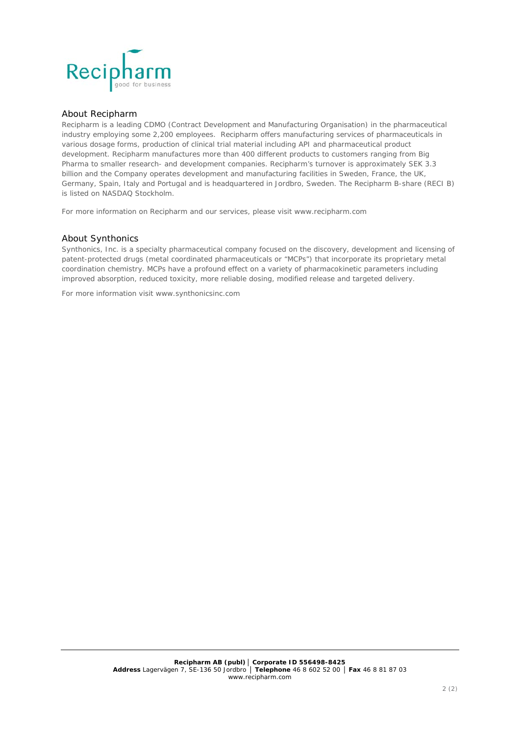## About Recipharm

Recipharm is a leading CDMO (Contract Development and Manufacturing Organisation) in the pharmaceutical industry employing some 2,200 employees. Recipharm offers manufacturing services of pharmaceuticals in various dosage forms, production of clinical trial material including API and pharmaceutical product development. Recipharm manufactures more than 400 different products to customers ranging from Big Pharma to smaller research- and development companies. Recipharm's turnover is approximately SEK 3.3 billion and the Company operates development and manufacturing facilities in Sweden, France, the UK, Germany, Spain, Italy and Portugal and is headquartered in Jordbro, Sweden. The Recipharm B-share (RECI B) is listed on NASDAQ Stockholm.

For more information on Recipharm and our services, please visit www.recipharm.com

## About Synthonics

Synthonics, Inc. is a specialty pharmaceutical company focused on the discovery, development and licensing of patent-protected drugs (metal coordinated pharmaceuticals or "MCPs") that incorporate its proprietary metal coordination chemistry. MCPs have a profound effect on a variety of pharmacokinetic parameters including improved absorption, reduced toxicity, more reliable dosing, modified release and targeted delivery.

For more information visit www.synthonicsinc.com

**Recipharm AB (publ)** | **Corporate ID 556498-8425**
**Address** Lagervägen 7, SE-136 50 Jordbro | **Telephone** 46 8 602 52 00 | **Fax** 46 8 81 87 03
www.recipharm.com